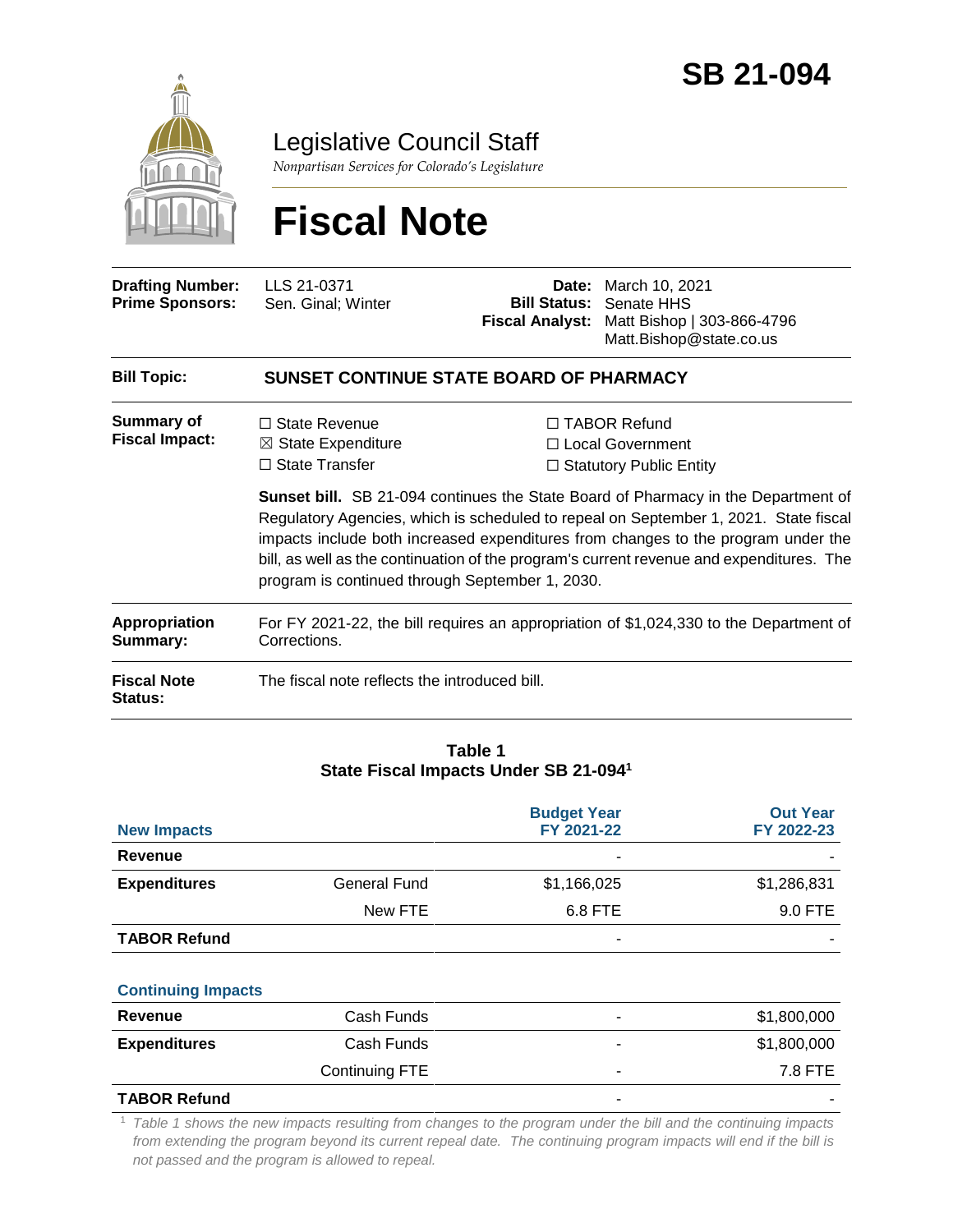# SB 21-094

## Legislative Council Staff

*Nonpartisan Services for Colorado's Legislature*

# Fiscal Note

| | | | |
|---|---|---|---|
| **Drafting Number:** | LLS 21-0371 | **Date:** | March 10, 2021 |
| **Prime Sponsors:** | Sen. Ginal; Winter | **Bill Status:** | Senate HHS |
| | | **Fiscal Analyst:** | Matt Bishop \| 303-866-4796 Matt.Bishop@state.co.us |

**Bill Topic:** **SUNSET CONTINUE STATE BOARD OF PHARMACY**

**Summary of Fiscal Impact:**

☐ State Revenue
☒ State Expenditure
☐ State Transfer
☐ TABOR Refund
☐ Local Government
☐ Statutory Public Entity

**Sunset bill.** SB 21-094 continues the State Board of Pharmacy in the Department of Regulatory Agencies, which is scheduled to repeal on September 1, 2021. State fiscal impacts include both increased expenditures from changes to the program under the bill, as well as the continuation of the program's current revenue and expenditures. The program is continued through September 1, 2030.

**Appropriation Summary:** For FY 2021-22, the bill requires an appropriation of $1,024,330 to the Department of Corrections.

**Fiscal Note Status:** The fiscal note reflects the introduced bill.

**Table 1**
**State Fiscal Impacts Under SB 21-094[1]**

| New Impacts | | Budget Year FY 2021-22 | Out Year FY 2022-23 |
|---|---|---|---|
| **Revenue** | | - | - |
| **Expenditures** | General Fund | $1,166,025 | $1,286,831 |
| | New FTE | 6.8 FTE | 9.0 FTE |
| **TABOR Refund** | | - | - |
| **Continuing Impacts** | | | |
| **Revenue** | Cash Funds | - | $1,800,000 |
| **Expenditures** | Cash Funds | - | $1,800,000 |
| | Continuing FTE | - | 7.8 FTE |
| **TABOR Refund** | | - | - |

[1] *Table 1 shows the new impacts resulting from changes to the program under the bill and the continuing impacts from extending the program beyond its current repeal date. The continuing program impacts will end if the bill is not passed and the program is allowed to repeal.*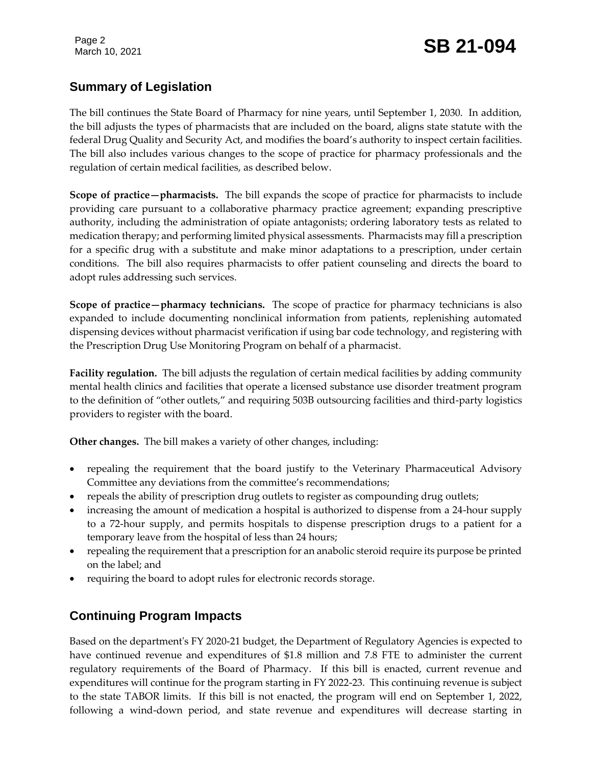## Summary of Legislation

The bill continues the State Board of Pharmacy for nine years, until September 1, 2030. In addition, the bill adjusts the types of pharmacists that are included on the board, aligns state statute with the federal Drug Quality and Security Act, and modifies the board's authority to inspect certain facilities. The bill also includes various changes to the scope of practice for pharmacy professionals and the regulation of certain medical facilities, as described below.

**Scope of practice—pharmacists.** The bill expands the scope of practice for pharmacists to include providing care pursuant to a collaborative pharmacy practice agreement; expanding prescriptive authority, including the administration of opiate antagonists; ordering laboratory tests as related to medication therapy; and performing limited physical assessments. Pharmacists may fill a prescription for a specific drug with a substitute and make minor adaptations to a prescription, under certain conditions. The bill also requires pharmacists to offer patient counseling and directs the board to adopt rules addressing such services.

**Scope of practice—pharmacy technicians.** The scope of practice for pharmacy technicians is also expanded to include documenting nonclinical information from patients, replenishing automated dispensing devices without pharmacist verification if using bar code technology, and registering with the Prescription Drug Use Monitoring Program on behalf of a pharmacist.

**Facility regulation.** The bill adjusts the regulation of certain medical facilities by adding community mental health clinics and facilities that operate a licensed substance use disorder treatment program to the definition of "other outlets," and requiring 503B outsourcing facilities and third-party logistics providers to register with the board.

**Other changes.** The bill makes a variety of other changes, including:

- repealing the requirement that the board justify to the Veterinary Pharmaceutical Advisory Committee any deviations from the committee's recommendations;
- repeals the ability of prescription drug outlets to register as compounding drug outlets;
- increasing the amount of medication a hospital is authorized to dispense from a 24-hour supply to a 72-hour supply, and permits hospitals to dispense prescription drugs to a patient for a temporary leave from the hospital of less than 24 hours;
- repealing the requirement that a prescription for an anabolic steroid require its purpose be printed on the label; and
- requiring the board to adopt rules for electronic records storage.

## Continuing Program Impacts

Based on the department's FY 2020-21 budget, the Department of Regulatory Agencies is expected to have continued revenue and expenditures of $1.8 million and 7.8 FTE to administer the current regulatory requirements of the Board of Pharmacy. If this bill is enacted, current revenue and expenditures will continue for the program starting in FY 2022-23. This continuing revenue is subject to the state TABOR limits. If this bill is not enacted, the program will end on September 1, 2022, following a wind-down period, and state revenue and expenditures will decrease starting in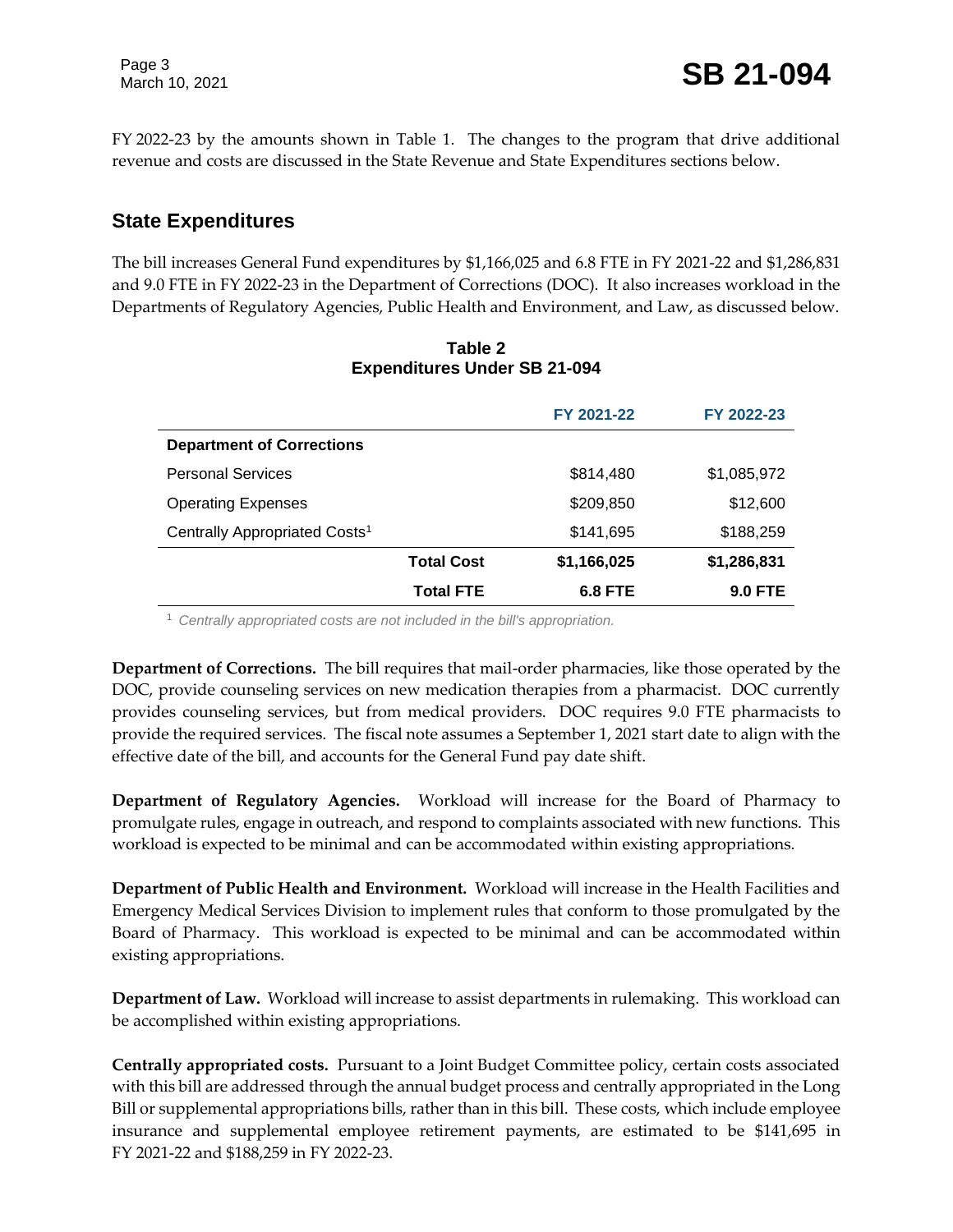FY 2022-23 by the amounts shown in Table 1. The changes to the program that drive additional revenue and costs are discussed in the State Revenue and State Expenditures sections below.

## State Expenditures

The bill increases General Fund expenditures by $1,166,025 and 6.8 FTE in FY 2021-22 and $1,286,831 and 9.0 FTE in FY 2022-23 in the Department of Corrections (DOC). It also increases workload in the Departments of Regulatory Agencies, Public Health and Environment, and Law, as discussed below.

**Table 2**
**Expenditures Under SB 21-094**

| | | FY 2021-22 | FY 2022-23 |
|---|---|---|---|
| **Department of Corrections** | | | |
| Personal Services | | $814,480 | $1,085,972 |
| Operating Expenses | | $209,850 | $12,600 |
| Centrally Appropriated Costs[1] | | $141,695 | $188,259 |
| | **Total Cost** | **$1,166,025** | **$1,286,831** |
| | **Total FTE** | **6.8 FTE** | **9.0 FTE** |

[1] *Centrally appropriated costs are not included in the bill's appropriation.*

**Department of Corrections.** The bill requires that mail-order pharmacies, like those operated by the DOC, provide counseling services on new medication therapies from a pharmacist. DOC currently provides counseling services, but from medical providers. DOC requires 9.0 FTE pharmacists to provide the required services. The fiscal note assumes a September 1, 2021 start date to align with the effective date of the bill, and accounts for the General Fund pay date shift.

**Department of Regulatory Agencies.** Workload will increase for the Board of Pharmacy to promulgate rules, engage in outreach, and respond to complaints associated with new functions. This workload is expected to be minimal and can be accommodated within existing appropriations.

**Department of Public Health and Environment.** Workload will increase in the Health Facilities and Emergency Medical Services Division to implement rules that conform to those promulgated by the Board of Pharmacy. This workload is expected to be minimal and can be accommodated within existing appropriations.

**Department of Law.** Workload will increase to assist departments in rulemaking. This workload can be accomplished within existing appropriations.

**Centrally appropriated costs.** Pursuant to a Joint Budget Committee policy, certain costs associated with this bill are addressed through the annual budget process and centrally appropriated in the Long Bill or supplemental appropriations bills, rather than in this bill. These costs, which include employee insurance and supplemental employee retirement payments, are estimated to be $141,695 in FY 2021-22 and $188,259 in FY 2022-23.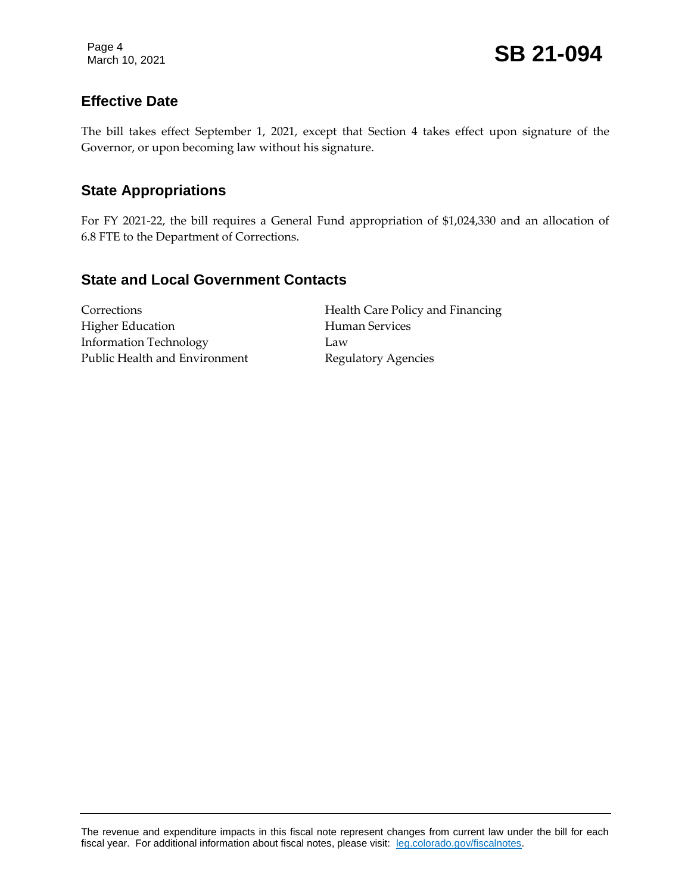## Effective Date

The bill takes effect September 1, 2021, except that Section 4 takes effect upon signature of the Governor, or upon becoming law without his signature.

## State Appropriations

For FY 2021-22, the bill requires a General Fund appropriation of $1,024,330 and an allocation of 6.8 FTE to the Department of Corrections.

## State and Local Government Contacts

| | |
|---|---|
| Corrections | Health Care Policy and Financing |
| Higher Education | Human Services |
| Information Technology | Law |
| Public Health and Environment | Regulatory Agencies |

The revenue and expenditure impacts in this fiscal note represent changes from current law under the bill for each fiscal year. For additional information about fiscal notes, please visit: leg.colorado.gov/fiscalnotes.